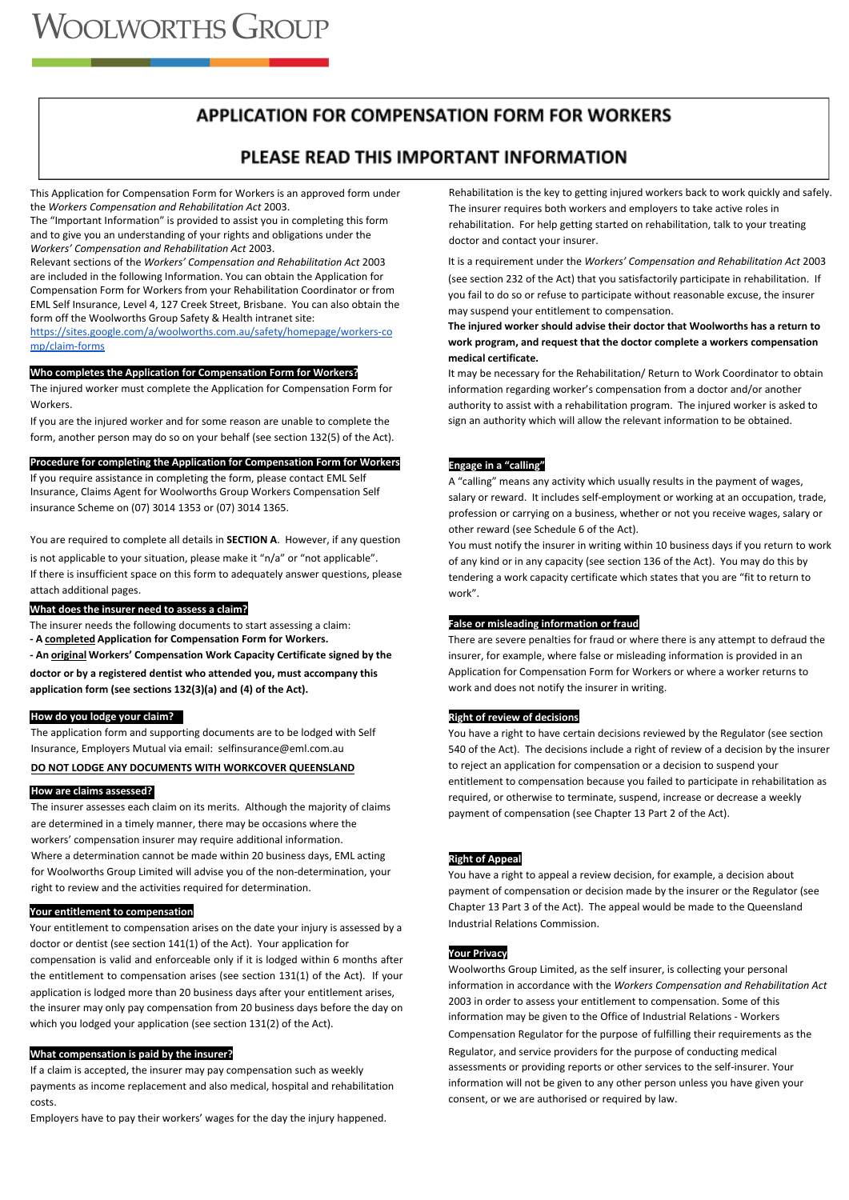# WOOLWORTHS GROUP

## APPLICATION FOR COMPENSATION FORM FOR WORKERS

## PLEASE READ THIS IMPORTANT INFORMATION

This Application for Compensation Form for Workers is an approved form under the *Workers Compensation and Rehabilitation Act* 2003.

The "Important Information" is provided to assist you in completing this form and to give you an understanding of your rights and obligations under the *Workers' Compensation and Rehabilitation Act* 2003.

Relevant sections of the *Workers' Compensation and Rehabilitation Act* 2003 are included in the following Information. You can obtain the Application for Compensation Form for Workers from your Rehabilitation Coordinator or from EML Self Insurance, Level 4, 127 Creek Street, Brisbane. You can also obtain the form off the Woolworths Group Safety & Health intranet site: https://sites.google.com/a/woolworths.com.au/safety/homepage/workers-comp/claim-forms

### Who completes the Application for Compensation Form for Workers?

The injured worker must complete the Application for Compensation Form for Workers.

If you are the injured worker and for some reason are unable to complete the form, another person may do so on your behalf (see section 132(5) of the Act).

### Procedure for completing the Application for Compensation Form for Workers

If you require assistance in completing the form, please contact EML Self Insurance, Claims Agent for Woolworths Group Workers Compensation Self insurance Scheme on (07) 3014 1353 or (07) 3014 1365.

You are required to complete all details in **SECTION A**. However, if any question is not applicable to your situation, please make it "n/a" or "not applicable".

If there is insufficient space on this form to adequately answer questions, please attach additional pages.

### What does the insurer need to assess a claim?

The insurer needs the following documents to start assessing a claim:

**- A <u>completed</u> Application for Compensation Form for Workers.**

**- An <u>original</u> Workers' Compensation Work Capacity Certificate signed by the doctor or by a registered dentist who attended you, must accompany this application form (see sections 132(3)(a) and (4) of the Act).**

### How do you lodge your claim?

The application form and supporting documents are to be lodged with Self Insurance, Employers Mutual via email: selfinsurance@eml.com.au

**<u>DO NOT LODGE ANY DOCUMENTS WITH WORKCOVER QUEENSLAND</u>**

### How are claims assessed?

The insurer assesses each claim on its merits. Although the majority of claims are determined in a timely manner, there may be occasions where the workers' compensation insurer may require additional information.

Where a determination cannot be made within 20 business days, EML acting for Woolworths Group Limited will advise you of the non-determination, your right to review and the activities required for determination.

### Your entitlement to compensation

Your entitlement to compensation arises on the date your injury is assessed by a doctor or dentist (see section 141(1) of the Act). Your application for compensation is valid and enforceable only if it is lodged within 6 months after the entitlement to compensation arises (see section 131(1) of the Act). If your application is lodged more than 20 business days after your entitlement arises, the insurer may only pay compensation from 20 business days before the day on which you lodged your application (see section 131(2) of the Act).

### What compensation is paid by the insurer?

If a claim is accepted, the insurer may pay compensation such as weekly payments as income replacement and also medical, hospital and rehabilitation costs.

Employers have to pay their workers' wages for the day the injury happened.

Rehabilitation is the key to getting injured workers back to work quickly and safely. The insurer requires both workers and employers to take active roles in rehabilitation. For help getting started on rehabilitation, talk to your treating doctor and contact your insurer.

It is a requirement under the *Workers' Compensation and Rehabilitation Act* 2003 (see section 232 of the Act) that you satisfactorily participate in rehabilitation. If you fail to do so or refuse to participate without reasonable excuse, the insurer may suspend your entitlement to compensation.

**The injured worker should advise their doctor that Woolworths has a return to work program, and request that the doctor complete a workers compensation medical certificate.**

It may be necessary for the Rehabilitation/ Return to Work Coordinator to obtain information regarding worker's compensation from a doctor and/or another authority to assist with a rehabilitation program. The injured worker is asked to sign an authority which will allow the relevant information to be obtained.

### Engage in a "calling"

A "calling" means any activity which usually results in the payment of wages, salary or reward. It includes self-employment or working at an occupation, trade, profession or carrying on a business, whether or not you receive wages, salary or other reward (see Schedule 6 of the Act).

You must notify the insurer in writing within 10 business days if you return to work of any kind or in any capacity (see section 136 of the Act). You may do this by tendering a work capacity certificate which states that you are "fit to return to work".

### False or misleading information or fraud

There are severe penalties for fraud or where there is any attempt to defraud the insurer, for example, where false or misleading information is provided in an Application for Compensation Form for Workers or where a worker returns to work and does not notify the insurer in writing.

### Right of review of decisions

You have a right to have certain decisions reviewed by the Regulator (see section 540 of the Act). The decisions include a right of review of a decision by the insurer to reject an application for compensation or a decision to suspend your entitlement to compensation because you failed to participate in rehabilitation as required, or otherwise to terminate, suspend, increase or decrease a weekly payment of compensation (see Chapter 13 Part 2 of the Act).

### Right of Appeal

You have a right to appeal a review decision, for example, a decision about payment of compensation or decision made by the insurer or the Regulator (see Chapter 13 Part 3 of the Act). The appeal would be made to the Queensland Industrial Relations Commission.

### Your Privacy

Woolworths Group Limited, as the self insurer, is collecting your personal information in accordance with the *Workers Compensation and Rehabilitation Act* 2003 in order to assess your entitlement to compensation. Some of this information may be given to the Office of Industrial Relations - Workers Compensation Regulator for the purpose of fulfilling their requirements as the Regulator, and service providers for the purpose of conducting medical assessments or providing reports or other services to the self-insurer. Your information will not be given to any other person unless you have given your consent, or we are authorised or required by law.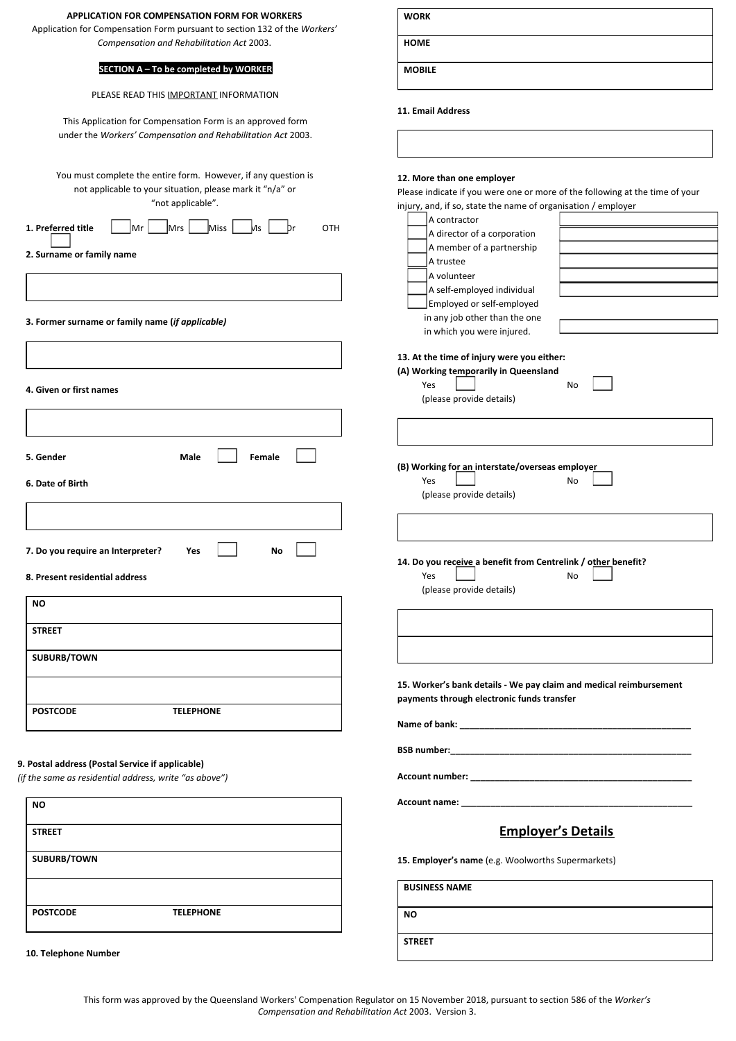**APPLICATION FOR COMPENSATION FORM FOR WORKERS**

Application for Compensation Form pursuant to section 132 of the *Workers' Compensation and Rehabilitation Act* 2003.

**SECTION A – To be completed by WORKER**

PLEASE READ THIS IMPORTANT INFORMATION

This Application for Compensation Form is an approved form under the *Workers' Compensation and Rehabilitation Act* 2003.

You must complete the entire form. However, if any question is not applicable to your situation, please mark it "n/a" or "not applicable".

**1. Preferred title** ☐ Mr ☐ Mrs ☐ Miss ☐ Ms ☐ Dr ☐ OTH

**2. Surname or family name**

**3. Former surname or family name (*if applicable*)**

**4. Given or first names**

**5. Gender** **Male** ☐ **Female** ☐

**6. Date of Birth**

**7. Do you require an Interpreter?** **Yes** ☐ **No** ☐

**8. Present residential address**

| |
|---|
| **NO** |
| **STREET** |
| **SUBURB/TOWN** |
| |
| **POSTCODE** **TELEPHONE** |

**9. Postal address (Postal Service if applicable)**
*(if the same as residential address, write "as above")*

| |
|---|
| **NO** |
| **STREET** |
| **SUBURB/TOWN** |
| |
| **POSTCODE** **TELEPHONE** |

**10. Telephone Number**

| |
|---|
| **WORK** |
| **HOME** |
| **MOBILE** |

**11. Email Address**

**12. More than one employer**
Please indicate if you were one or more of the following at the time of your injury, and, if so, state the name of organisation / employer

- ☐ A contractor
- ☐ A director of a corporation
- ☐ A member of a partnership
- ☐ A trustee
- ☐ A volunteer
- ☐ A self-employed individual
- ☐ Employed or self-employed in any job other than the one in which you were injured.

**13. At the time of injury were you either:**

**(A) Working temporarily in Queensland**
Yes ☐ No ☐
(please provide details)

**(B) Working for an interstate/overseas employer**
Yes ☐ No ☐
(please provide details)

**14. Do you receive a benefit from Centrelink / other benefit?**
Yes ☐ No ☐
(please provide details)

**15. Worker's bank details - We pay claim and medical reimbursement payments through electronic funds transfer**

**Name of bank:** ____________________

**BSB number:** ____________________

**Account number:** ____________________

**Account name:** ____________________

## Employer's Details

**15. Employer's name** (e.g. Woolworths Supermarkets)

| |
|---|
| **BUSINESS NAME** |
| **NO** |
| **STREET** |

This form was approved by the Queensland Workers' Compenation Regulator on 15 November 2018, pursuant to section 586 of the *Worker's Compensation and Rehabilitation Act* 2003. Version 3.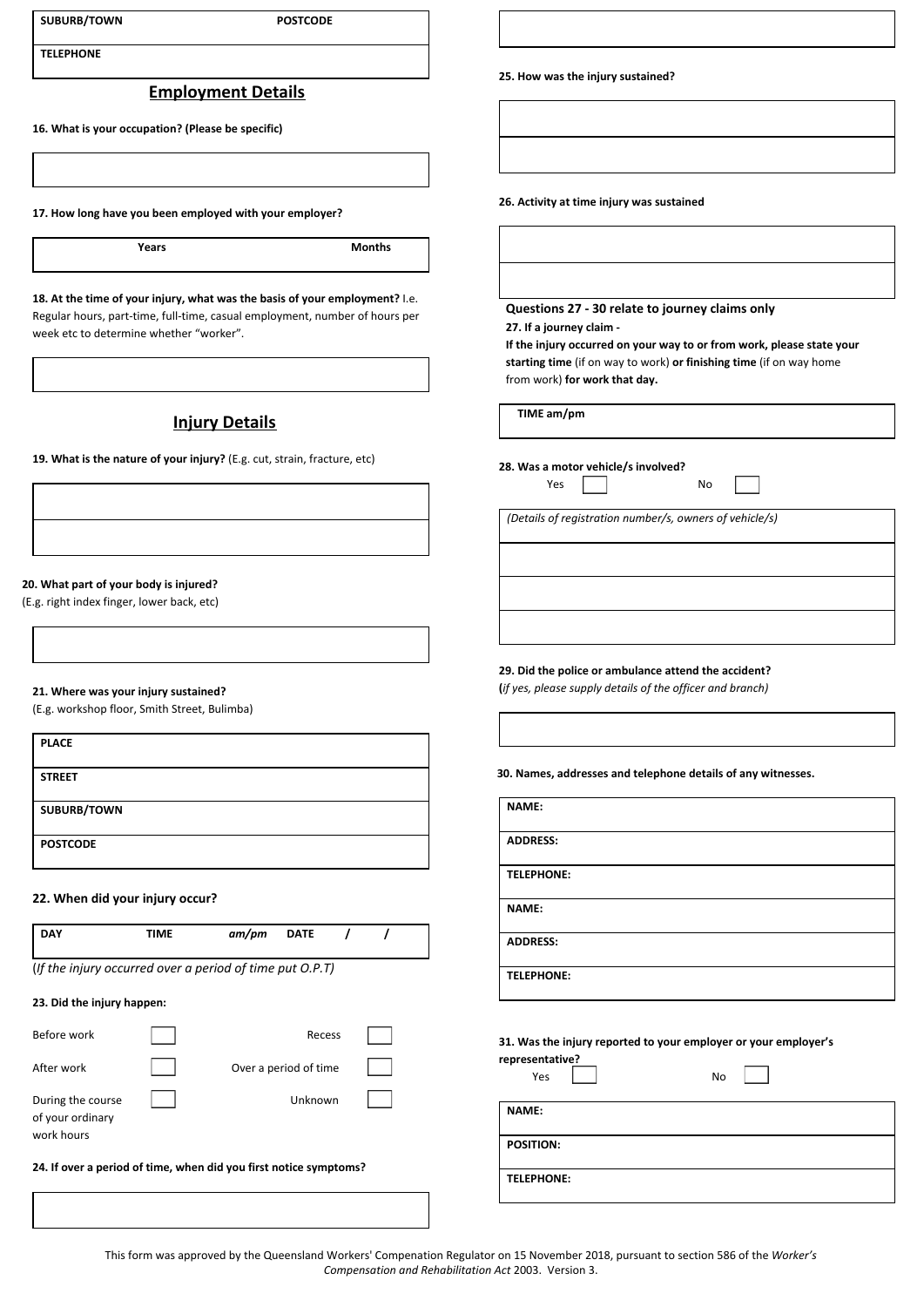| SUBURB/TOWN | POSTCODE |
|---|---|
| TELEPHONE | |

## Employment Details

**16. What is your occupation? (Please be specific)**

**17. How long have you been employed with your employer?**

| Years | Months |
|---|---|
| | |

**18. At the time of your injury, what was the basis of your employment?** I.e. Regular hours, part-time, full-time, casual employment, number of hours per week etc to determine whether "worker".

## Injury Details

**19. What is the nature of your injury?** (E.g. cut, strain, fracture, etc)

**20. What part of your body is injured?**
(E.g. right index finger, lower back, etc)

**21. Where was your injury sustained?**
(E.g. workshop floor, Smith Street, Bulimba)

| PLACE |
|---|
| STREET |
| SUBURB/TOWN |
| POSTCODE |

**22. When did your injury occur?**

| DAY | TIME | *am/pm* | DATE / / |
|---|---|---|---|
| | | | |

(*If the injury occurred over a period of time put O.P.T)*

**23. Did the injury happen:**

- Before work ☐
- After work ☐
- During the course of your ordinary work hours ☐
- Recess ☐
- Over a period of time ☐
- Unknown ☐

**24. If over a period of time, when did you first notice symptoms?**

**25. How was the injury sustained?**

**26. Activity at time injury was sustained**

**Questions 27 - 30 relate to journey claims only**

**27. If a journey claim -**

**If the injury occurred on your way to or from work, please state your starting time** (if on way to work) **or finishing time** (if on way home from work) **for work that day.**

| TIME am/pm |
|---|

**28. Was a motor vehicle/s involved?**

Yes ☐ No ☐

*(Details of registration number/s, owners of vehicle/s)*

**29. Did the police or ambulance attend the accident?**
**(***if yes, please supply details of the officer and branch)*

**30. Names, addresses and telephone details of any witnesses.**

| NAME: |
|---|
| ADDRESS: |
| TELEPHONE: |
| NAME: |
| ADDRESS: |
| TELEPHONE: |

**31. Was the injury reported to your employer or your employer's representative?**

Yes ☐ No ☐

| NAME: |
|---|
| POSITION: |
| TELEPHONE: |

This form was approved by the Queensland Workers' Compenation Regulator on 15 November 2018, pursuant to section 586 of the *Worker's Compensation and Rehabilitation Act* 2003. Version 3.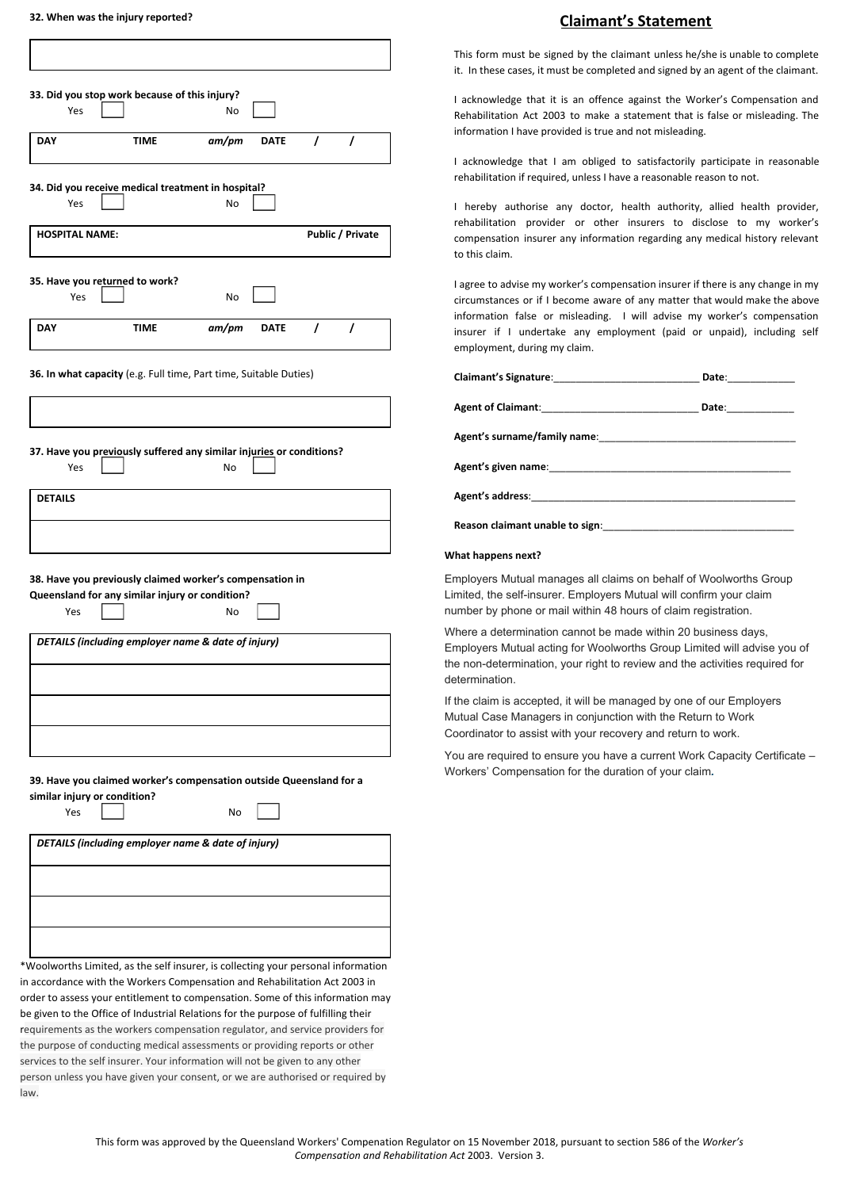**32. When was the injury reported?**

| |
|---|
| |

**33. Did you stop work because of this injury?**

Yes ☐ No ☐

| **DAY** | **TIME** | ***am/pm*** | **DATE / /** |
|---|---|---|---|

**34. Did you receive medical treatment in hospital?**

Yes ☐ No ☐

| **HOSPITAL NAME:** | **Public / Private** |
|---|---|

**35. Have you returned to work?**

Yes ☐ No ☐

| **DAY** | **TIME** | ***am/pm*** | **DATE / /** |
|---|---|---|---|

**36. In what capacity** (e.g. Full time, Part time, Suitable Duties)

| |
|---|
| |

**37. Have you previously suffered any similar injuries or conditions?**

Yes ☐ No ☐

| **DETAILS** |
|---|
| |

**38. Have you previously claimed worker's compensation in Queensland for any similar injury or condition?**

Yes ☐ No ☐

| ***DETAILS (including employer name & date of injury)*** |
|---|
| |
| |
| |

**39. Have you claimed worker's compensation outside Queensland for a similar injury or condition?**

Yes ☐ No ☐

| ***DETAILS (including employer name & date of injury)*** |
|---|
| |
| |
| |

*Woolworths Limited, as the self insurer, is collecting your personal information in accordance with the Workers Compensation and Rehabilitation Act 2003 in order to assess your entitlement to compensation. Some of this information may be given to the Office of Industrial Relations for the purpose of fulfilling their requirements as the workers compensation regulator, and service providers for the purpose of conducting medical assessments or providing reports or other services to the self insurer. Your information will not be given to any other person unless you have given your consent, or we are authorised or required by law.

## Claimant's Statement

This form must be signed by the claimant unless he/she is unable to complete it. In these cases, it must be completed and signed by an agent of the claimant.

I acknowledge that it is an offence against the Worker's Compensation and Rehabilitation Act 2003 to make a statement that is false or misleading. The information I have provided is true and not misleading.

I acknowledge that I am obliged to satisfactorily participate in reasonable rehabilitation if required, unless I have a reasonable reason to not.

I hereby authorise any doctor, health authority, allied health provider, rehabilitation provider or other insurers to disclose to my worker's compensation insurer any information regarding any medical history relevant to this claim.

I agree to advise my worker's compensation insurer if there is any change in my circumstances or if I become aware of any matter that would make the above information false or misleading. I will advise my worker's compensation insurer if I undertake any employment (paid or unpaid), including self employment, during my claim.

**Claimant's Signature**:___________________________ **Date**:____________

**Agent of Claimant**:_____________________________ **Date**:____________

**Agent's surname/family name**:___________________________________

**Agent's given name**:____________________________________________

**Agent's address**:_______________________________________________

**Reason claimant unable to sign**:__________________________________

**What happens next?**

Employers Mutual manages all claims on behalf of Woolworths Group Limited, the self-insurer. Employers Mutual will confirm your claim number by phone or mail within 48 hours of claim registration.

Where a determination cannot be made within 20 business days, Employers Mutual acting for Woolworths Group Limited will advise you of the non-determination, your right to review and the activities required for determination.

If the claim is accepted, it will be managed by one of our Employers Mutual Case Managers in conjunction with the Return to Work Coordinator to assist with your recovery and return to work.

You are required to ensure you have a current Work Capacity Certificate – Workers' Compensation for the duration of your claim.

This form was approved by the Queensland Workers' Compenation Regulator on 15 November 2018, pursuant to section 586 of the *Worker's Compensation and Rehabilitation Act* 2003. Version 3.